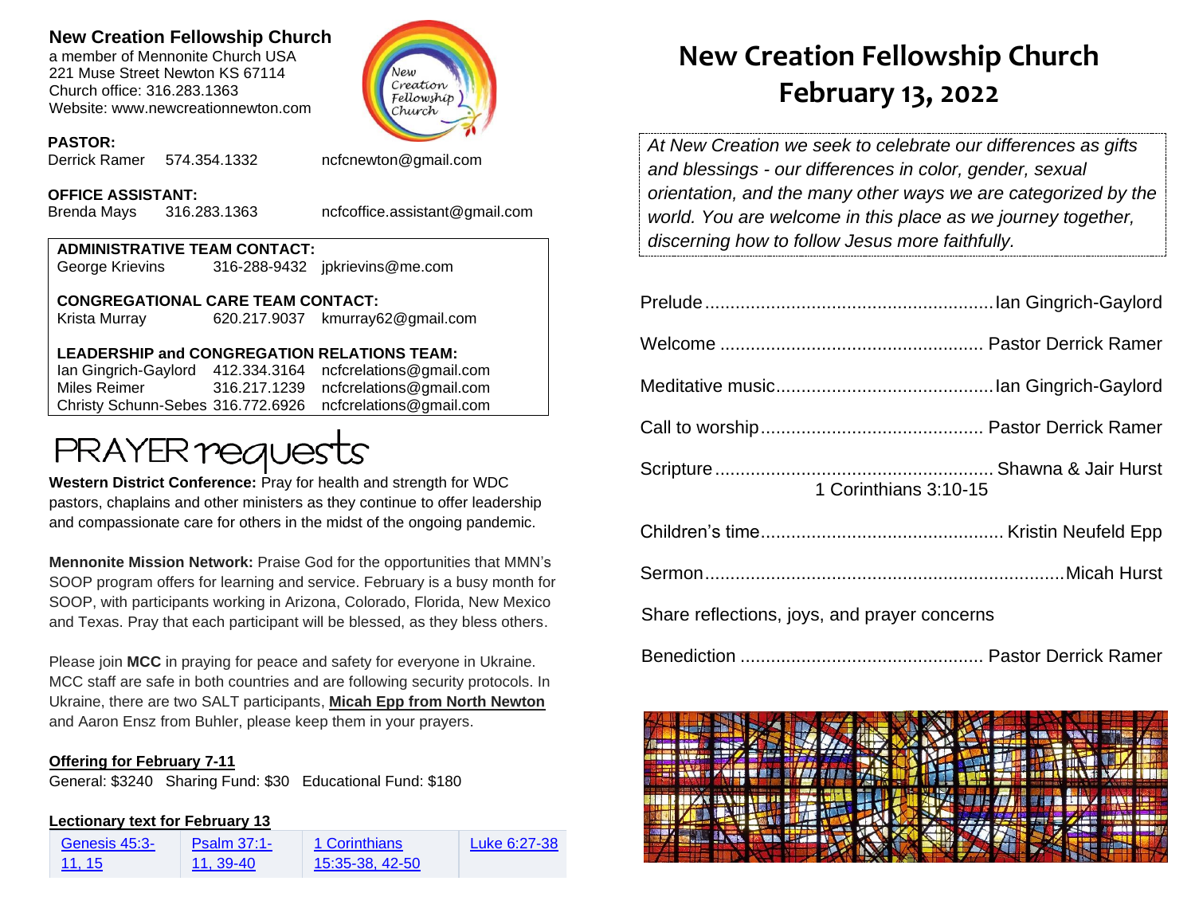**New Creation Fellowship Church**
a member of Mennonite Church USA
221 Muse Street Newton KS 67114
Church office: 316.283.1363
Website: www.newcreationnewton.com

**PASTOR:**
Derrick Ramer 574.354.1332 ncfcnewton@gmail.com

**OFFICE ASSISTANT:**
Brenda Mays 316.283.1363 ncfcoffice.assistant@gmail.com

**ADMINISTRATIVE TEAM CONTACT:**
George Krievins 316-288-9432 jpkrievins@me.com

**CONGREGATIONAL CARE TEAM CONTACT:**
Krista Murray 620.217.9037 kmurray62@gmail.com

**LEADERSHIP and CONGREGATION RELATIONS TEAM:**
Ian Gingrich-Gaylord 412.334.3164 ncfcrelations@gmail.com
Miles Reimer 316.217.1239 ncfcrelations@gmail.com
Christy Schunn-Sebes 316.772.6926 ncfcrelations@gmail.com

## PRAYER requests

**Western District Conference:** Pray for health and strength for WDC pastors, chaplains and other ministers as they continue to offer leadership and compassionate care for others in the midst of the ongoing pandemic.

**Mennonite Mission Network:** Praise God for the opportunities that MMN's SOOP program offers for learning and service. February is a busy month for SOOP, with participants working in Arizona, Colorado, Florida, New Mexico and Texas. Pray that each participant will be blessed, as they bless others.

Please join **MCC** in praying for peace and safety for everyone in Ukraine. MCC staff are safe in both countries and are following security protocols. In Ukraine, there are two SALT participants, **Micah Epp from North Newton** and Aaron Ensz from Buhler, please keep them in your prayers.

**Offering for February 7-11**
General: $3240 Sharing Fund: $30 Educational Fund: $180

**Lectionary text for February 13**

| Genesis 45:3-11, 15 | Psalm 37:1-11, 39-40 | 1 Corinthians 15:35-38, 42-50 | Luke 6:27-38 |
|---|---|---|---|

# New Creation Fellowship Church
# February 13, 2022

*At New Creation we seek to celebrate our differences as gifts and blessings - our differences in color, gender, sexual orientation, and the many other ways we are categorized by the world. You are welcome in this place as we journey together, discerning how to follow Jesus more faithfully.*

Prelude ........ Ian Gingrich-Gaylord

Welcome ........ Pastor Derrick Ramer

Meditative music ........ Ian Gingrich-Gaylord

Call to worship ........ Pastor Derrick Ramer

Scripture ........ Shawna & Jair Hurst
1 Corinthians 3:10-15

Children's time ........ Kristin Neufeld Epp

Sermon ........ Micah Hurst

Share reflections, joys, and prayer concerns

Benediction ........ Pastor Derrick Ramer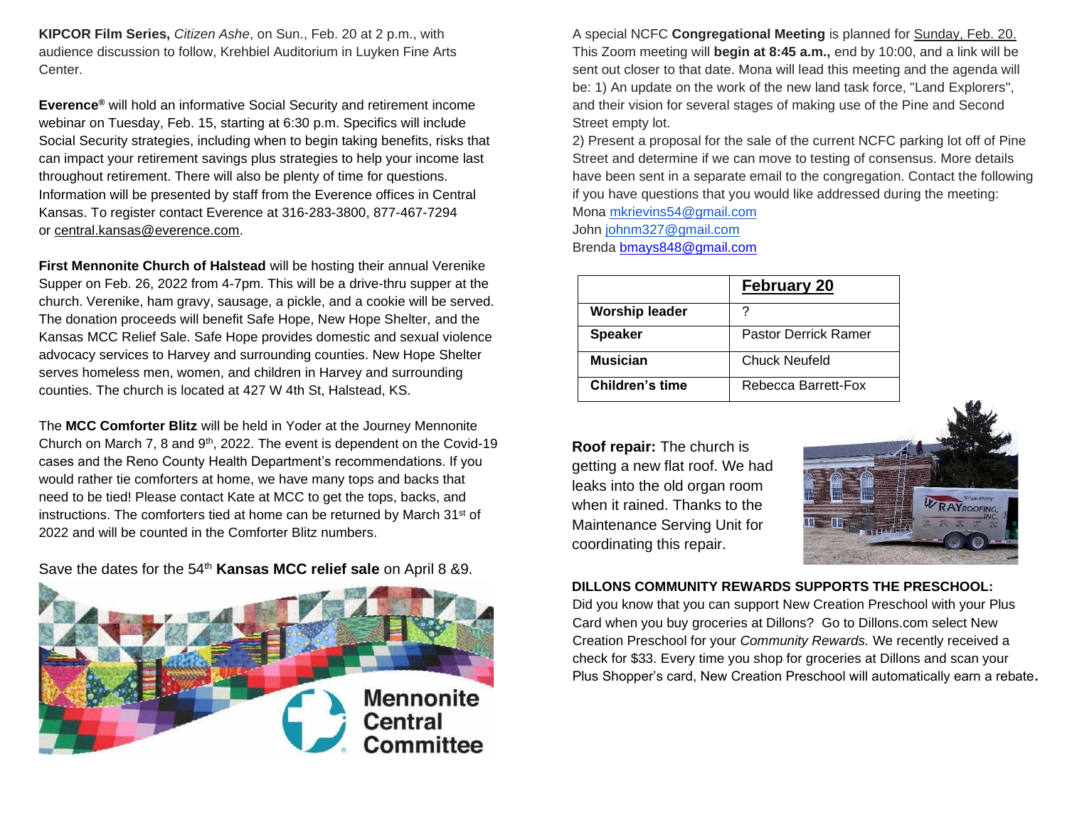**KIPCOR Film Series,** *Citizen Ashe*, on Sun., Feb. 20 at 2 p.m., with audience discussion to follow, Krehbiel Auditorium in Luyken Fine Arts Center.

**Everence®** will hold an informative Social Security and retirement income webinar on Tuesday, Feb. 15, starting at 6:30 p.m. Specifics will include Social Security strategies, including when to begin taking benefits, risks that can impact your retirement savings plus strategies to help your income last throughout retirement. There will also be plenty of time for questions. Information will be presented by staff from the Everence offices in Central Kansas. To register contact Everence at 316-283-3800, 877-467-7294 or central.kansas@everence.com.

**First Mennonite Church of Halstead** will be hosting their annual Verenike Supper on Feb. 26, 2022 from 4-7pm. This will be a drive-thru supper at the church. Verenike, ham gravy, sausage, a pickle, and a cookie will be served. The donation proceeds will benefit Safe Hope, New Hope Shelter, and the Kansas MCC Relief Sale. Safe Hope provides domestic and sexual violence advocacy services to Harvey and surrounding counties. New Hope Shelter serves homeless men, women, and children in Harvey and surrounding counties. The church is located at 427 W 4th St, Halstead, KS.

The **MCC Comforter Blitz** will be held in Yoder at the Journey Mennonite Church on March 7, 8 and 9th, 2022. The event is dependent on the Covid-19 cases and the Reno County Health Department's recommendations. If you would rather tie comforters at home, we have many tops and backs that need to be tied! Please contact Kate at MCC to get the tops, backs, and instructions. The comforters tied at home can be returned by March 31st of 2022 and will be counted in the Comforter Blitz numbers.

Save the dates for the 54th **Kansas MCC relief sale** on April 8 &9.

Mennonite Central Committee

A special NCFC **Congregational Meeting** is planned for Sunday, Feb. 20. This Zoom meeting will **begin at 8:45 a.m.,** end by 10:00, and a link will be sent out closer to that date. Mona will lead this meeting and the agenda will be: 1) An update on the work of the new land task force, "Land Explorers", and their vision for several stages of making use of the Pine and Second Street empty lot.
2) Present a proposal for the sale of the current NCFC parking lot off of Pine Street and determine if we can move to testing of consensus. More details have been sent in a separate email to the congregation. Contact the following if you have questions that you would like addressed during the meeting:
Mona mkrievins54@gmail.com
John johnm327@gmail.com
Brenda bmays848@gmail.com

| | **February 20** |
|---|---|
| **Worship leader** | ? |
| **Speaker** | Pastor Derrick Ramer |
| **Musician** | Chuck Neufeld |
| **Children's time** | Rebecca Barrett-Fox |

**Roof repair:** The church is getting a new flat roof. We had leaks into the old organ room when it rained. Thanks to the Maintenance Serving Unit for coordinating this repair.

**DILLONS COMMUNITY REWARDS SUPPORTS THE PRESCHOOL:**
Did you know that you can support New Creation Preschool with your Plus Card when you buy groceries at Dillons? Go to Dillons.com select New Creation Preschool for your *Community Rewards.* We recently received a check for $33. Every time you shop for groceries at Dillons and scan your Plus Shopper's card, New Creation Preschool will automatically earn a rebate.